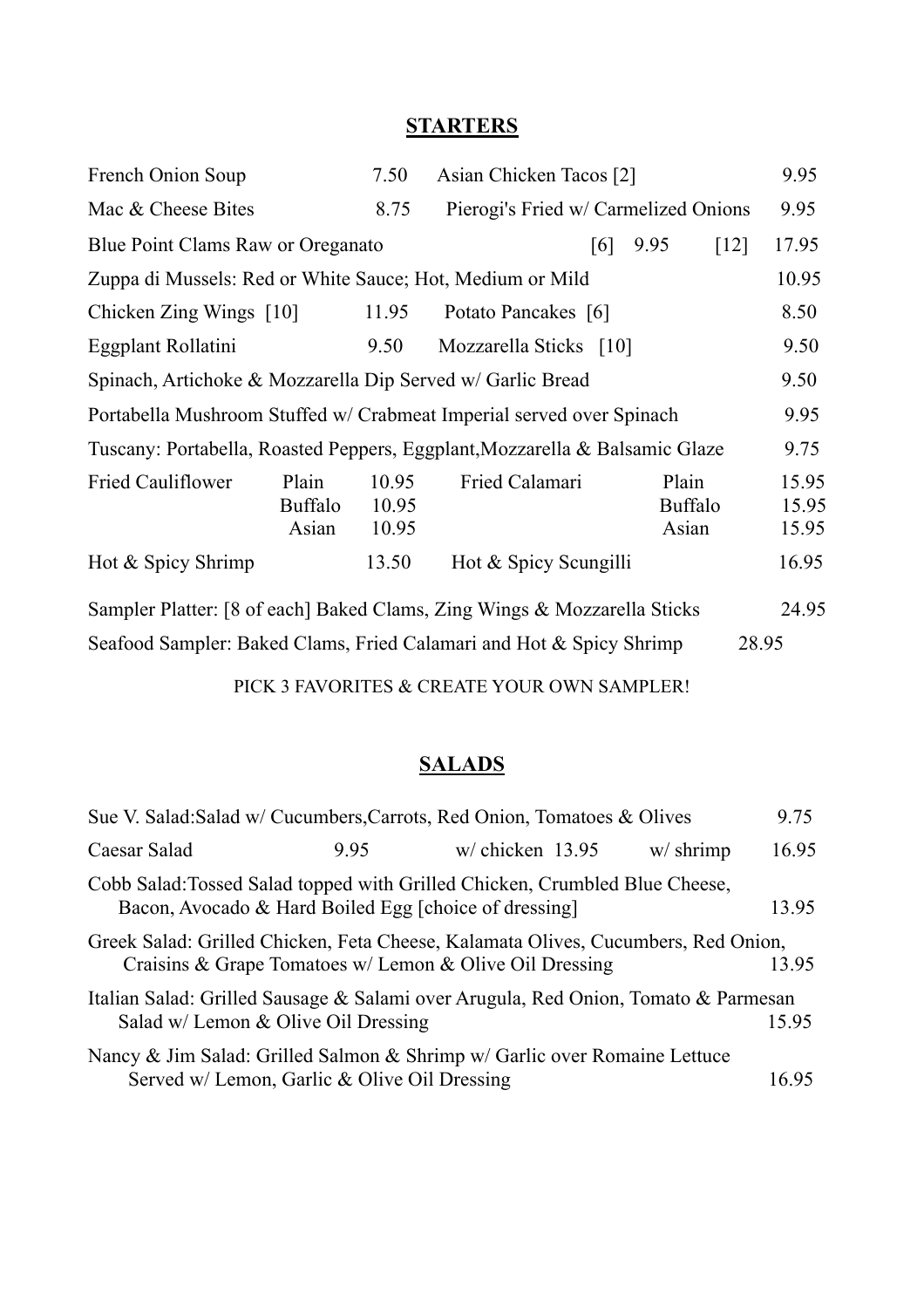## STARTERS

| | | | | | |
|---|---|---|---|---|---|
| French Onion Soup | | 7.50 | Asian Chicken Tacos [2] | | 9.95 |
| Mac & Cheese Bites | | 8.75 | Pierogi's Fried w/ Carmelized Onions | | 9.95 |

Blue Point Clams Raw or Oreganato [6] 9.95 [12] 17.95

Zuppa di Mussels: Red or White Sauce; Hot, Medium or Mild 10.95

| | | | | | |
|---|---|---|---|---|---|
| Chicken Zing Wings [10] | | 11.95 | Potato Pancakes [6] | | 8.50 |
| Eggplant Rollatini | | 9.50 | Mozzarella Sticks [10] | | 9.50 |

Spinach, Artichoke & Mozzarella Dip Served w/ Garlic Bread 9.50

Portabella Mushroom Stuffed w/ Crabmeat Imperial served over Spinach 9.95

Tuscany: Portabella, Roasted Peppers, Eggplant,Mozzarella & Balsamic Glaze 9.75

| | | | | | |
|---|---|---|---|---|---|
| Fried Cauliflower | Plain | 10.95 | Fried Calamari | Plain | 15.95 |
| | Buffalo | 10.95 | | Buffalo | 15.95 |
| | Asian | 10.95 | | Asian | 15.95 |
| Hot & Spicy Shrimp | | 13.50 | Hot & Spicy Scungilli | | 16.95 |

Sampler Platter: [8 of each] Baked Clams, Zing Wings & Mozzarella Sticks 24.95

Seafood Sampler: Baked Clams, Fried Calamari and Hot & Spicy Shrimp 28.95

PICK 3 FAVORITES & CREATE YOUR OWN SAMPLER!

## SALADS

Sue V. Salad:Salad w/ Cucumbers,Carrots, Red Onion, Tomatoes & Olives 9.75

Caesar Salad 9.95 w/ chicken 13.95 w/ shrimp 16.95

Cobb Salad:Tossed Salad topped with Grilled Chicken, Crumbled Blue Cheese, Bacon, Avocado & Hard Boiled Egg [choice of dressing] 13.95

Greek Salad: Grilled Chicken, Feta Cheese, Kalamata Olives, Cucumbers, Red Onion, Craisins & Grape Tomatoes w/ Lemon & Olive Oil Dressing 13.95

Italian Salad: Grilled Sausage & Salami over Arugula, Red Onion, Tomato & Parmesan Salad w/ Lemon & Olive Oil Dressing 15.95

Nancy & Jim Salad: Grilled Salmon & Shrimp w/ Garlic over Romaine Lettuce Served w/ Lemon, Garlic & Olive Oil Dressing 16.95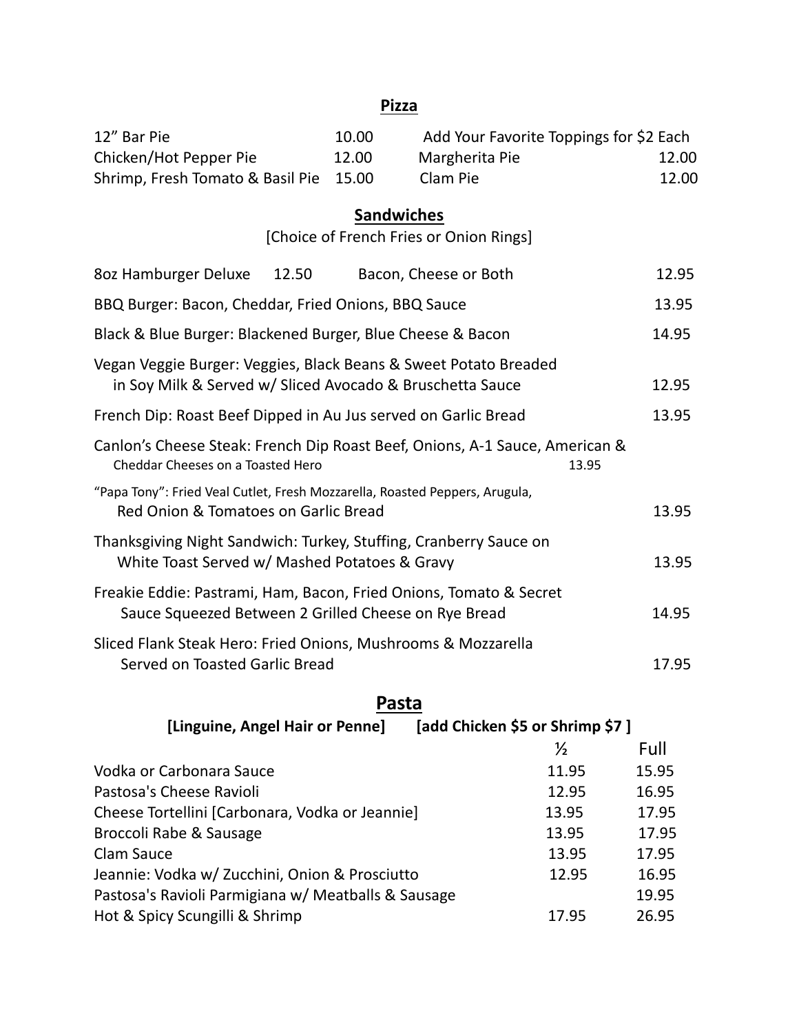## Pizza

| | | | |
|---|---|---|---|
| 12" Bar Pie | 10.00 | Add Your Favorite Toppings for $2 Each | |
| Chicken/Hot Pepper Pie | 12.00 | Margherita Pie | 12.00 |
| Shrimp, Fresh Tomato & Basil Pie | 15.00 | Clam Pie | 12.00 |

## Sandwiches

[Choice of French Fries or Onion Rings]

| | |
|---|---|
| 8oz Hamburger Deluxe 12.50 Bacon, Cheese or Both | 12.95 |
| BBQ Burger: Bacon, Cheddar, Fried Onions, BBQ Sauce | 13.95 |
| Black & Blue Burger: Blackened Burger, Blue Cheese & Bacon | 14.95 |
| Vegan Veggie Burger: Veggies, Black Beans & Sweet Potato Breaded in Soy Milk & Served w/ Sliced Avocado & Bruschetta Sauce | 12.95 |
| French Dip: Roast Beef Dipped in Au Jus served on Garlic Bread | 13.95 |
| Canlon's Cheese Steak: French Dip Roast Beef, Onions, A-1 Sauce, American & Cheddar Cheeses on a Toasted Hero | 13.95 |
| "Papa Tony": Fried Veal Cutlet, Fresh Mozzarella, Roasted Peppers, Arugula, Red Onion & Tomatoes on Garlic Bread | 13.95 |
| Thanksgiving Night Sandwich: Turkey, Stuffing, Cranberry Sauce on White Toast Served w/ Mashed Potatoes & Gravy | 13.95 |
| Freakie Eddie: Pastrami, Ham, Bacon, Fried Onions, Tomato & Secret Sauce Squeezed Between 2 Grilled Cheese on Rye Bread | 14.95 |
| Sliced Flank Steak Hero: Fried Onions, Mushrooms & Mozzarella Served on Toasted Garlic Bread | 17.95 |

## Pasta

**[Linguine, Angel Hair or Penne] [add Chicken $5 or Shrimp $7 ]**

| | ½ | Full |
|---|---|---|
| Vodka or Carbonara Sauce | 11.95 | 15.95 |
| Pastosa's Cheese Ravioli | 12.95 | 16.95 |
| Cheese Tortellini [Carbonara, Vodka or Jeannie] | 13.95 | 17.95 |
| Broccoli Rabe & Sausage | 13.95 | 17.95 |
| Clam Sauce | 13.95 | 17.95 |
| Jeannie: Vodka w/ Zucchini, Onion & Prosciutto | 12.95 | 16.95 |
| Pastosa's Ravioli Parmigiana w/ Meatballs & Sausage | | 19.95 |
| Hot & Spicy Scungilli & Shrimp | 17.95 | 26.95 |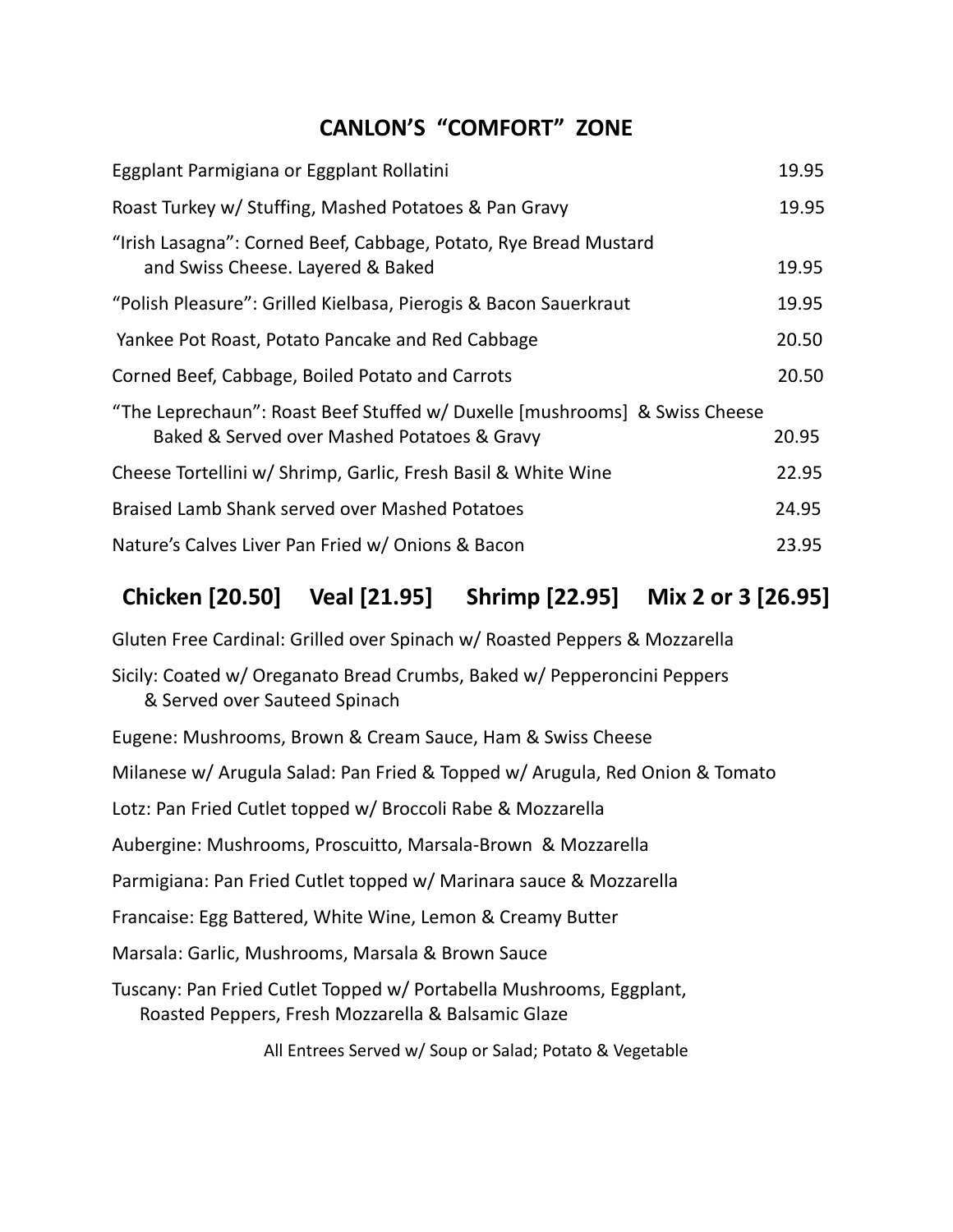## CANLON'S "COMFORT" ZONE

| Item | Price |
|---|---|
| Eggplant Parmigiana or Eggplant Rollatini | 19.95 |
| Roast Turkey w/ Stuffing, Mashed Potatoes & Pan Gravy | 19.95 |
| "Irish Lasagna": Corned Beef, Cabbage, Potato, Rye Bread Mustard and Swiss Cheese. Layered & Baked | 19.95 |
| "Polish Pleasure": Grilled Kielbasa, Pierogis & Bacon Sauerkraut | 19.95 |
| Yankee Pot Roast, Potato Pancake and Red Cabbage | 20.50 |
| Corned Beef, Cabbage, Boiled Potato and Carrots | 20.50 |
| "The Leprechaun": Roast Beef Stuffed w/ Duxelle [mushrooms] & Swiss Cheese Baked & Served over Mashed Potatoes & Gravy | 20.95 |
| Cheese Tortellini w/ Shrimp, Garlic, Fresh Basil & White Wine | 22.95 |
| Braised Lamb Shank served over Mashed Potatoes | 24.95 |
| Nature's Calves Liver Pan Fried w/ Onions & Bacon | 23.95 |

## Chicken [20.50] Veal [21.95] Shrimp [22.95] Mix 2 or 3 [26.95]

Gluten Free Cardinal: Grilled over Spinach w/ Roasted Peppers & Mozzarella

Sicily: Coated w/ Oreganato Bread Crumbs, Baked w/ Pepperoncini Peppers & Served over Sauteed Spinach

Eugene: Mushrooms, Brown & Cream Sauce, Ham & Swiss Cheese

Milanese w/ Arugula Salad: Pan Fried & Topped w/ Arugula, Red Onion & Tomato

Lotz: Pan Fried Cutlet topped w/ Broccoli Rabe & Mozzarella

Aubergine: Mushrooms, Proscuitto, Marsala-Brown & Mozzarella

Parmigiana: Pan Fried Cutlet topped w/ Marinara sauce & Mozzarella

Francaise: Egg Battered, White Wine, Lemon & Creamy Butter

Marsala: Garlic, Mushrooms, Marsala & Brown Sauce

Tuscany: Pan Fried Cutlet Topped w/ Portabella Mushrooms, Eggplant, Roasted Peppers, Fresh Mozzarella & Balsamic Glaze

All Entrees Served w/ Soup or Salad; Potato & Vegetable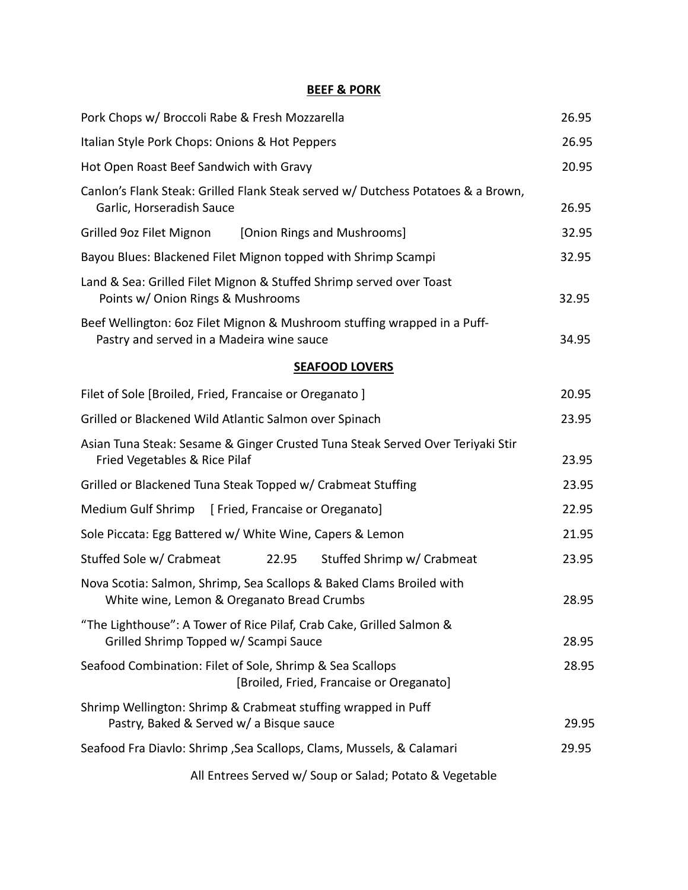## BEEF & PORK

| Item | Price |
|---|---|
| Pork Chops w/ Broccoli Rabe & Fresh Mozzarella | 26.95 |
| Italian Style Pork Chops: Onions & Hot Peppers | 26.95 |
| Hot Open Roast Beef Sandwich with Gravy | 20.95 |
| Canlon's Flank Steak: Grilled Flank Steak served w/ Dutchess Potatoes & a Brown, Garlic, Horseradish Sauce | 26.95 |
| Grilled 9oz Filet Mignon [Onion Rings and Mushrooms] | 32.95 |
| Bayou Blues: Blackened Filet Mignon topped with Shrimp Scampi | 32.95 |
| Land & Sea: Grilled Filet Mignon & Stuffed Shrimp served over Toast Points w/ Onion Rings & Mushrooms | 32.95 |
| Beef Wellington: 6oz Filet Mignon & Mushroom stuffing wrapped in a Puff-Pastry and served in a Madeira wine sauce | 34.95 |

## SEAFOOD LOVERS

| Item | Price |
|---|---|
| Filet of Sole [Broiled, Fried, Francaise or Oreganato ] | 20.95 |
| Grilled or Blackened Wild Atlantic Salmon over Spinach | 23.95 |
| Asian Tuna Steak: Sesame & Ginger Crusted Tuna Steak Served Over Teriyaki Stir Fried Vegetables & Rice Pilaf | 23.95 |
| Grilled or Blackened Tuna Steak Topped w/ Crabmeat Stuffing | 23.95 |
| Medium Gulf Shrimp [ Fried, Francaise or Oreganato] | 22.95 |
| Sole Piccata: Egg Battered w/ White Wine, Capers & Lemon | 21.95 |
| Stuffed Sole w/ Crabmeat | 22.95 |
| Stuffed Shrimp w/ Crabmeat | 23.95 |
| Nova Scotia: Salmon, Shrimp, Sea Scallops & Baked Clams Broiled with White wine, Lemon & Oreganato Bread Crumbs | 28.95 |
| "The Lighthouse": A Tower of Rice Pilaf, Crab Cake, Grilled Salmon & Grilled Shrimp Topped w/ Scampi Sauce | 28.95 |
| Seafood Combination: Filet of Sole, Shrimp & Sea Scallops [Broiled, Fried, Francaise or Oreganato] | 28.95 |
| Shrimp Wellington: Shrimp & Crabmeat stuffing wrapped in Puff Pastry, Baked & Served w/ a Bisque sauce | 29.95 |
| Seafood Fra Diavlo: Shrimp ,Sea Scallops, Clams, Mussels, & Calamari | 29.95 |

All Entrees Served w/ Soup or Salad; Potato & Vegetable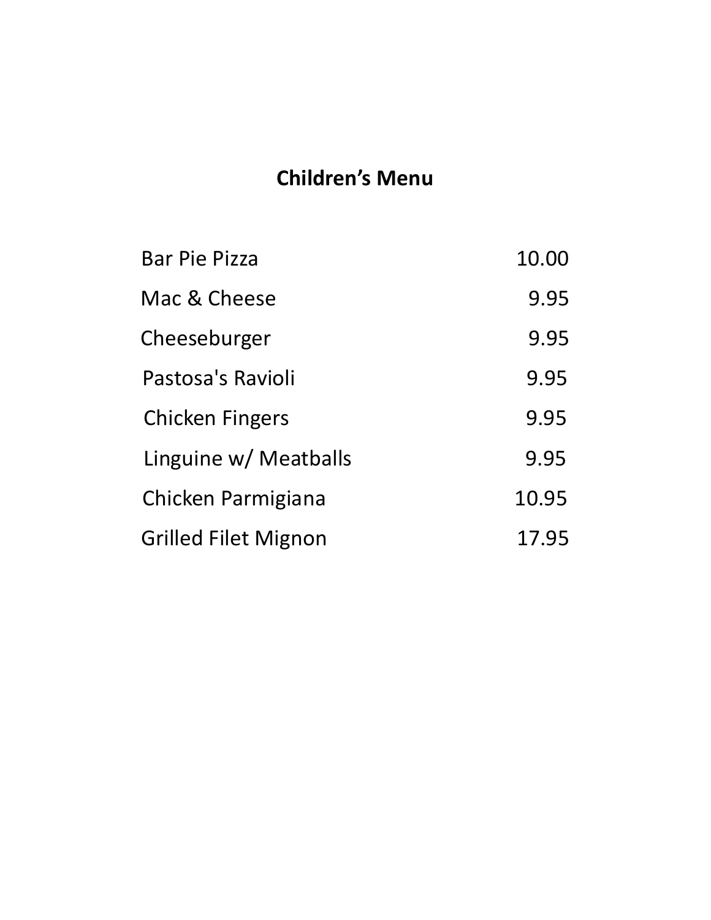## Children's Menu

| | |
|---|---|
| Bar Pie Pizza | 10.00 |
| Mac & Cheese | 9.95 |
| Cheeseburger | 9.95 |
| Pastosa's Ravioli | 9.95 |
| Chicken Fingers | 9.95 |
| Linguine w/ Meatballs | 9.95 |
| Chicken Parmigiana | 10.95 |
| Grilled Filet Mignon | 17.95 |